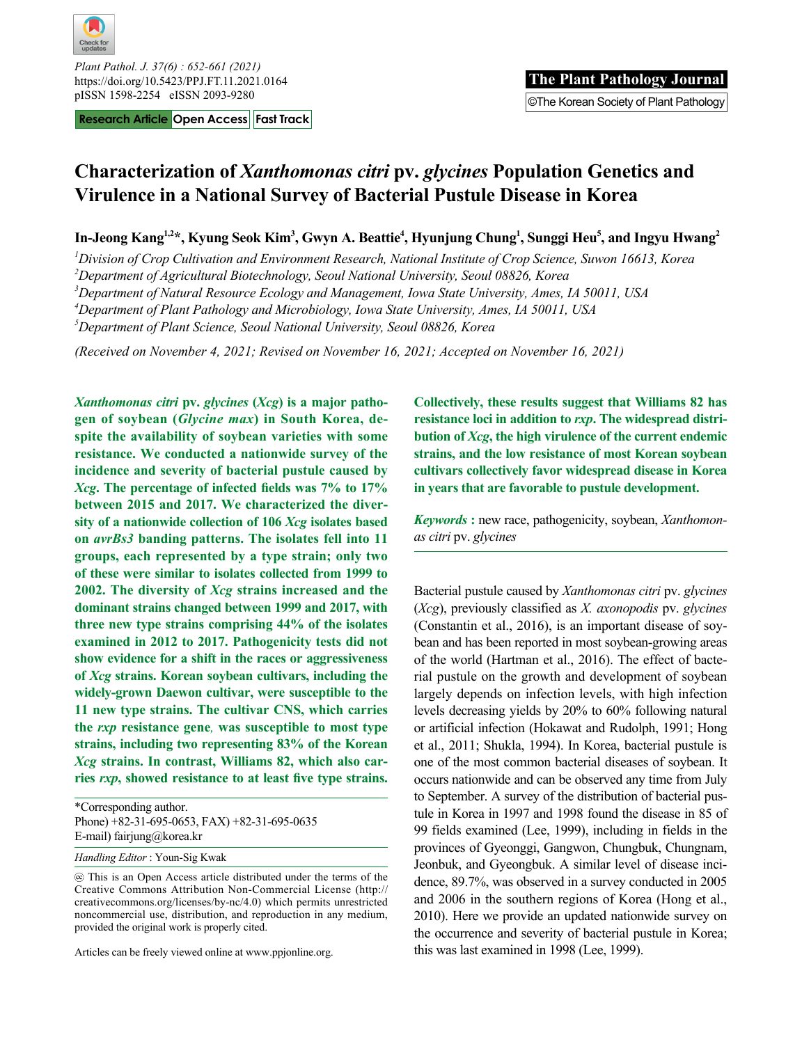Research Article | Open Access | Fast Track

# Characterization of *Xanthomonas citri* pv. *glycines* Population Genetics and Virulence in a National Survey of Bacterial Pustule Disease in Korea

**In-Jeong Kang[1,2]\*, Kyung Seok Kim[3], Gwyn A. Beattie[4], Hyunjung Chung[1], Sunggi Heu[5], and Ingyu Hwang[2]**

[1]*Division of Crop Cultivation and Environment Research, National Institute of Crop Science, Suwon 16613, Korea*
[2]*Department of Agricultural Biotechnology, Seoul National University, Seoul 08826, Korea*
[3]*Department of Natural Resource Ecology and Management, Iowa State University, Ames, IA 50011, USA*
[4]*Department of Plant Pathology and Microbiology, Iowa State University, Ames, IA 50011, USA*
[5]*Department of Plant Science, Seoul National University, Seoul 08826, Korea*

*(Received on November 4, 2021; Revised on November 16, 2021; Accepted on November 16, 2021)*

***Xanthomonas citri*** **pv.** ***glycines*** **(*Xcg*) is a major pathogen of soybean (*Glycine max*) in South Korea, despite the availability of soybean varieties with some resistance. We conducted a nationwide survey of the incidence and severity of bacterial pustule caused by *Xcg*. The percentage of infected fields was 7% to 17% between 2015 and 2017. We characterized the diversity of a nationwide collection of 106 *Xcg* isolates based on *avrBs3* banding patterns. The isolates fell into 11 groups, each represented by a type strain; only two of these were similar to isolates collected from 1999 to 2002. The diversity of *Xcg* strains increased and the dominant strains changed between 1999 and 2017, with three new type strains comprising 44% of the isolates examined in 2012 to 2017. Pathogenicity tests did not show evidence for a shift in the races or aggressiveness of *Xcg* strains. Korean soybean cultivars, including the widely-grown Daewon cultivar, were susceptible to the 11 new type strains. The cultivar CNS, which carries the *rxp* resistance gene, was susceptible to most type strains, including two representing 83% of the Korean *Xcg* strains. In contrast, Williams 82, which also carries *rxp*, showed resistance to at least five type strains. Collectively, these results suggest that Williams 82 has resistance loci in addition to *rxp*. The widespread distribution of *Xcg*, the high virulence of the current endemic strains, and the low resistance of most Korean soybean cultivars collectively favor widespread disease in Korea in years that are favorable to pustule development.**

***Keywords*** **:** new race, pathogenicity, soybean, *Xanthomonas citri* pv. *glycines*

\*Corresponding author.
Phone) +82-31-695-0653, FAX) +82-31-695-0635
E-mail) fairjung@korea.kr

*Handling Editor* : Youn-Sig Kwak

This is an Open Access article distributed under the terms of the Creative Commons Attribution Non-Commercial License (http://creativecommons.org/licenses/by-nc/4.0) which permits unrestricted noncommercial use, distribution, and reproduction in any medium, provided the original work is properly cited.

Articles can be freely viewed online at www.ppjonline.org.

Bacterial pustule caused by *Xanthomonas citri* pv. *glycines* (*Xcg*), previously classified as *X. axonopodis* pv. *glycines* (Constantin et al., 2016), is an important disease of soybean and has been reported in most soybean-growing areas of the world (Hartman et al., 2016). The effect of bacterial pustule on the growth and development of soybean largely depends on infection levels, with high infection levels decreasing yields by 20% to 60% following natural or artificial infection (Hokawat and Rudolph, 1991; Hong et al., 2011; Shukla, 1994). In Korea, bacterial pustule is one of the most common bacterial diseases of soybean. It occurs nationwide and can be observed any time from July to September. A survey of the distribution of bacterial pustule in Korea in 1997 and 1998 found the disease in 85 of 99 fields examined (Lee, 1999), including in fields in the provinces of Gyeonggi, Gangwon, Chungbuk, Chungnam, Jeonbuk, and Gyeongbuk. A similar level of disease incidence, 89.7%, was observed in a survey conducted in 2005 and 2006 in the southern regions of Korea (Hong et al., 2010). Here we provide an updated nationwide survey on the occurrence and severity of bacterial pustule in Korea; this was last examined in 1998 (Lee, 1999).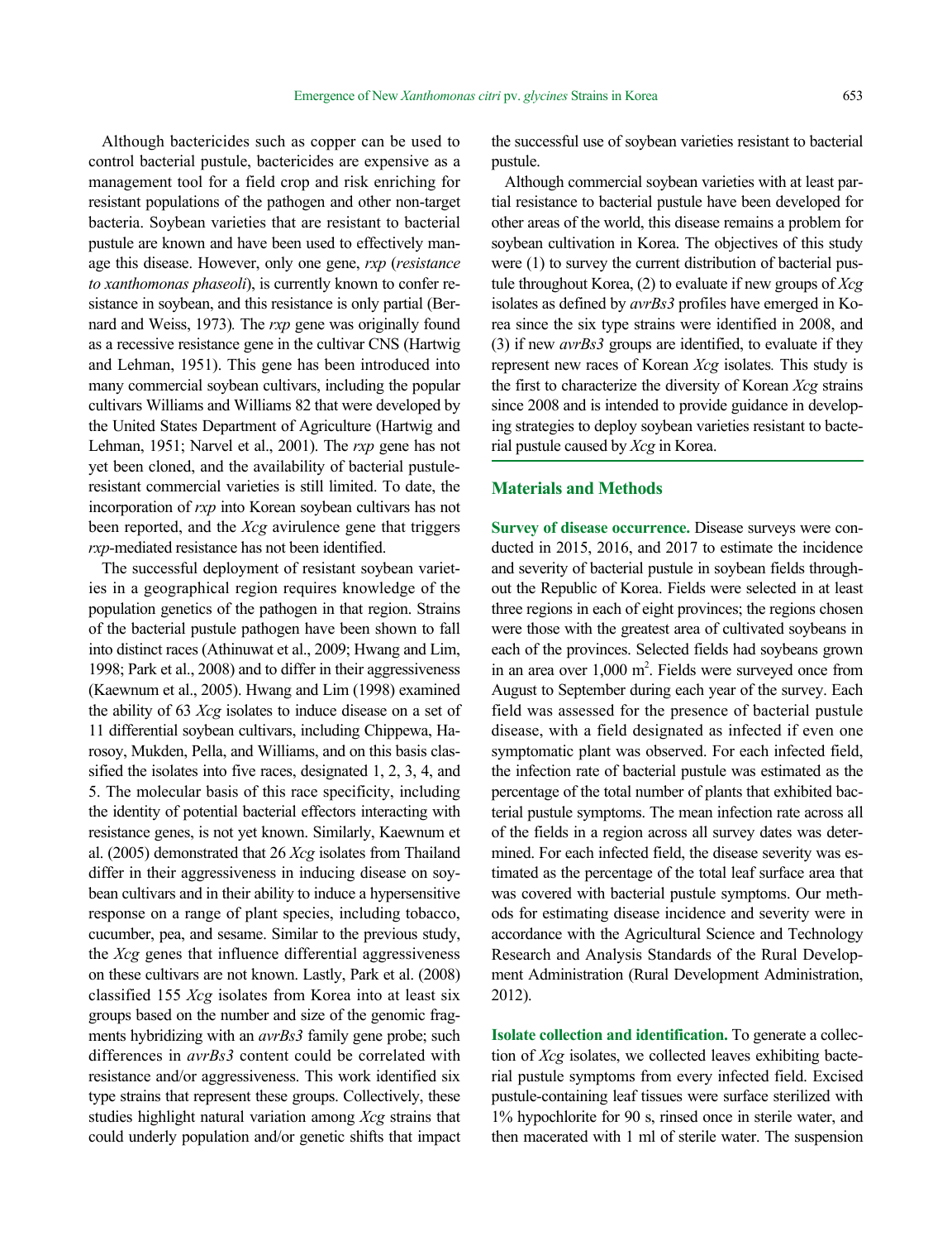Although bactericides such as copper can be used to control bacterial pustule, bactericides are expensive as a management tool for a field crop and risk enriching for resistant populations of the pathogen and other non-target bacteria. Soybean varieties that are resistant to bacterial pustule are known and have been used to effectively manage this disease. However, only one gene, *rxp* (*resistance to xanthomonas phaseoli*), is currently known to confer resistance in soybean, and this resistance is only partial (Bernard and Weiss, 1973). The *rxp* gene was originally found as a recessive resistance gene in the cultivar CNS (Hartwig and Lehman, 1951). This gene has been introduced into many commercial soybean cultivars, including the popular cultivars Williams and Williams 82 that were developed by the United States Department of Agriculture (Hartwig and Lehman, 1951; Narvel et al., 2001). The *rxp* gene has not yet been cloned, and the availability of bacterial pustule-resistant commercial varieties is still limited. To date, the incorporation of *rxp* into Korean soybean cultivars has not been reported, and the *Xcg* avirulence gene that triggers *rxp*-mediated resistance has not been identified.

The successful deployment of resistant soybean varieties in a geographical region requires knowledge of the population genetics of the pathogen in that region. Strains of the bacterial pustule pathogen have been shown to fall into distinct races (Athinuwat et al., 2009; Hwang and Lim, 1998; Park et al., 2008) and to differ in their aggressiveness (Kaewnum et al., 2005). Hwang and Lim (1998) examined the ability of 63 *Xcg* isolates to induce disease on a set of 11 differential soybean cultivars, including Chippewa, Harosoy, Mukden, Pella, and Williams, and on this basis classified the isolates into five races, designated 1, 2, 3, 4, and 5. The molecular basis of this race specificity, including the identity of potential bacterial effectors interacting with resistance genes, is not yet known. Similarly, Kaewnum et al. (2005) demonstrated that 26 *Xcg* isolates from Thailand differ in their aggressiveness in inducing disease on soybean cultivars and in their ability to induce a hypersensitive response on a range of plant species, including tobacco, cucumber, pea, and sesame. Similar to the previous study, the *Xcg* genes that influence differential aggressiveness on these cultivars are not known. Lastly, Park et al. (2008) classified 155 *Xcg* isolates from Korea into at least six groups based on the number and size of the genomic fragments hybridizing with an *avrBs3* family gene probe; such differences in *avrBs3* content could be correlated with resistance and/or aggressiveness. This work identified six type strains that represent these groups. Collectively, these studies highlight natural variation among *Xcg* strains that could underly population and/or genetic shifts that impact the successful use of soybean varieties resistant to bacterial pustule.

Although commercial soybean varieties with at least partial resistance to bacterial pustule have been developed for other areas of the world, this disease remains a problem for soybean cultivation in Korea. The objectives of this study were (1) to survey the current distribution of bacterial pustule throughout Korea, (2) to evaluate if new groups of *Xcg* isolates as defined by *avrBs3* profiles have emerged in Korea since the six type strains were identified in 2008, and (3) if new *avrBs3* groups are identified, to evaluate if they represent new races of Korean *Xcg* isolates. This study is the first to characterize the diversity of Korean *Xcg* strains since 2008 and is intended to provide guidance in developing strategies to deploy soybean varieties resistant to bacterial pustule caused by *Xcg* in Korea.

## Materials and Methods

**Survey of disease occurrence.** Disease surveys were conducted in 2015, 2016, and 2017 to estimate the incidence and severity of bacterial pustule in soybean fields throughout the Republic of Korea. Fields were selected in at least three regions in each of eight provinces; the regions chosen were those with the greatest area of cultivated soybeans in each of the provinces. Selected fields had soybeans grown in an area over 1,000 $m^2$. Fields were surveyed once from August to September during each year of the survey. Each field was assessed for the presence of bacterial pustule disease, with a field designated as infected if even one symptomatic plant was observed. For each infected field, the infection rate of bacterial pustule was estimated as the percentage of the total number of plants that exhibited bacterial pustule symptoms. The mean infection rate across all of the fields in a region across all survey dates was determined. For each infected field, the disease severity was estimated as the percentage of the total leaf surface area that was covered with bacterial pustule symptoms. Our methods for estimating disease incidence and severity were in accordance with the Agricultural Science and Technology Research and Analysis Standards of the Rural Development Administration (Rural Development Administration, 2012).

**Isolate collection and identification.** To generate a collection of *Xcg* isolates, we collected leaves exhibiting bacterial pustule symptoms from every infected field. Excised pustule-containing leaf tissues were surface sterilized with 1% hypochlorite for 90 s, rinsed once in sterile water, and then macerated with 1 ml of sterile water. The suspension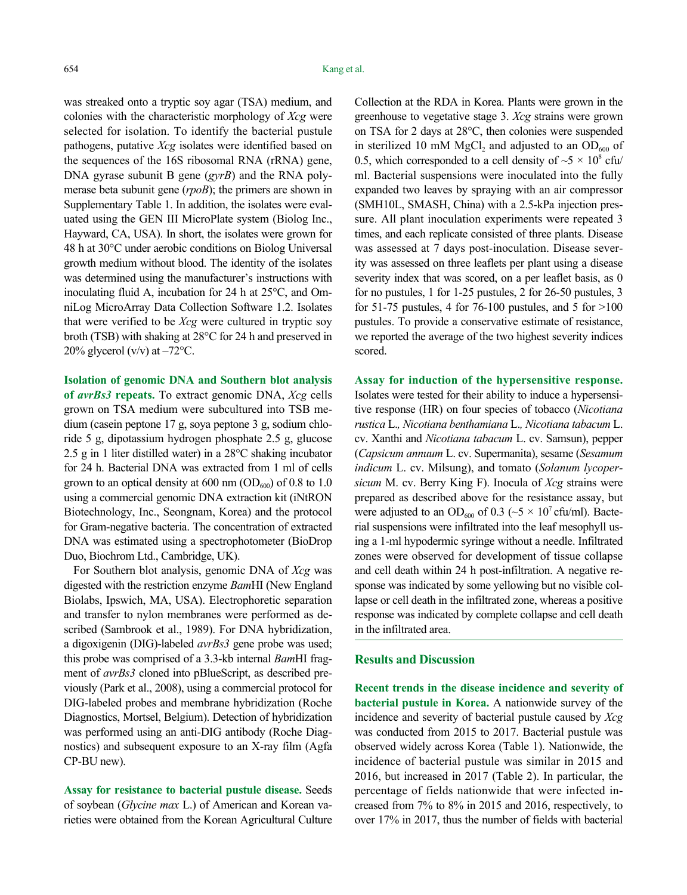was streaked onto a tryptic soy agar (TSA) medium, and colonies with the characteristic morphology of *Xcg* were selected for isolation. To identify the bacterial pustule pathogens, putative *Xcg* isolates were identified based on the sequences of the 16S ribosomal RNA (rRNA) gene, DNA gyrase subunit B gene (*gyrB*) and the RNA polymerase beta subunit gene (*rpoB*); the primers are shown in Supplementary Table 1. In addition, the isolates were evaluated using the GEN III MicroPlate system (Biolog Inc., Hayward, CA, USA). In short, the isolates were grown for 48 h at 30°C under aerobic conditions on Biolog Universal growth medium without blood. The identity of the isolates was determined using the manufacturer's instructions with inoculating fluid A, incubation for 24 h at 25°C, and OmniLog MicroArray Data Collection Software 1.2. Isolates that were verified to be *Xcg* were cultured in tryptic soy broth (TSB) with shaking at 28°C for 24 h and preserved in 20% glycerol (v/v) at –72°C.

**Isolation of genomic DNA and Southern blot analysis of *avrBs3* repeats.** To extract genomic DNA, *Xcg* cells grown on TSA medium were subcultured into TSB medium (casein peptone 17 g, soya peptone 3 g, sodium chloride 5 g, dipotassium hydrogen phosphate 2.5 g, glucose 2.5 g in 1 liter distilled water) in a 28°C shaking incubator for 24 h. Bacterial DNA was extracted from 1 ml of cells grown to an optical density at 600 nm ($OD_{600}$) of 0.8 to 1.0 using a commercial genomic DNA extraction kit (iNtRON Biotechnology, Inc., Seongnam, Korea) and the protocol for Gram-negative bacteria. The concentration of extracted DNA was estimated using a spectrophotometer (BioDrop Duo, Biochrom Ltd., Cambridge, UK).

For Southern blot analysis, genomic DNA of *Xcg* was digested with the restriction enzyme *Bam*HI (New England Biolabs, Ipswich, MA, USA). Electrophoretic separation and transfer to nylon membranes were performed as described (Sambrook et al., 1989). For DNA hybridization, a digoxigenin (DIG)-labeled *avrBs3* gene probe was used; this probe was comprised of a 3.3-kb internal *Bam*HI fragment of *avrBs3* cloned into pBlueScript, as described previously (Park et al., 2008), using a commercial protocol for DIG-labeled probes and membrane hybridization (Roche Diagnostics, Mortsel, Belgium). Detection of hybridization was performed using an anti-DIG antibody (Roche Diagnostics) and subsequent exposure to an X-ray film (Agfa CP-BU new).

**Assay for resistance to bacterial pustule disease.** Seeds of soybean (*Glycine max* L.) of American and Korean varieties were obtained from the Korean Agricultural Culture Collection at the RDA in Korea. Plants were grown in the greenhouse to vegetative stage 3. *Xcg* strains were grown on TSA for 2 days at 28°C, then colonies were suspended in sterilized 10 mM $MgCl_2$ and adjusted to an $OD_{600}$ of 0.5, which corresponded to a cell density of $\sim 5 \times 10^8$ cfu/ml. Bacterial suspensions were inoculated into the fully expanded two leaves by spraying with an air compressor (SMH10L, SMASH, China) with a 2.5-kPa injection pressure. All plant inoculation experiments were repeated 3 times, and each replicate consisted of three plants. Disease was assessed at 7 days post-inoculation. Disease severity was assessed on three leaflets per plant using a disease severity index that was scored, on a per leaflet basis, as 0 for no pustules, 1 for 1-25 pustules, 2 for 26-50 pustules, 3 for 51-75 pustules, 4 for 76-100 pustules, and 5 for >100 pustules. To provide a conservative estimate of resistance, we reported the average of the two highest severity indices scored.

**Assay for induction of the hypersensitive response.** Isolates were tested for their ability to induce a hypersensitive response (HR) on four species of tobacco (*Nicotiana rustica* L., *Nicotiana benthamiana* L., *Nicotiana tabacum* L. cv. Xanthi and *Nicotiana tabacum* L. cv. Samsun), pepper (*Capsicum annuum* L. cv. Supermanita), sesame (*Sesamum indicum* L. cv. Milsung), and tomato (*Solanum lycopersicum* M. cv. Berry King F). Inocula of *Xcg* strains were prepared as described above for the resistance assay, but were adjusted to an $OD_{600}$ of 0.3 ($\sim 5 \times 10^7$ cfu/ml). Bacterial suspensions were infiltrated into the leaf mesophyll using a 1-ml hypodermic syringe without a needle. Infiltrated zones were observed for development of tissue collapse and cell death within 24 h post-infiltration. A negative response was indicated by some yellowing but no visible collapse or cell death in the infiltrated zone, whereas a positive response was indicated by complete collapse and cell death in the infiltrated area.

## Results and Discussion

**Recent trends in the disease incidence and severity of bacterial pustule in Korea.** A nationwide survey of the incidence and severity of bacterial pustule caused by *Xcg* was conducted from 2015 to 2017. Bacterial pustule was observed widely across Korea (Table 1). Nationwide, the incidence of bacterial pustule was similar in 2015 and 2016, but increased in 2017 (Table 2). In particular, the percentage of fields nationwide that were infected increased from 7% to 8% in 2015 and 2016, respectively, to over 17% in 2017, thus the number of fields with bacterial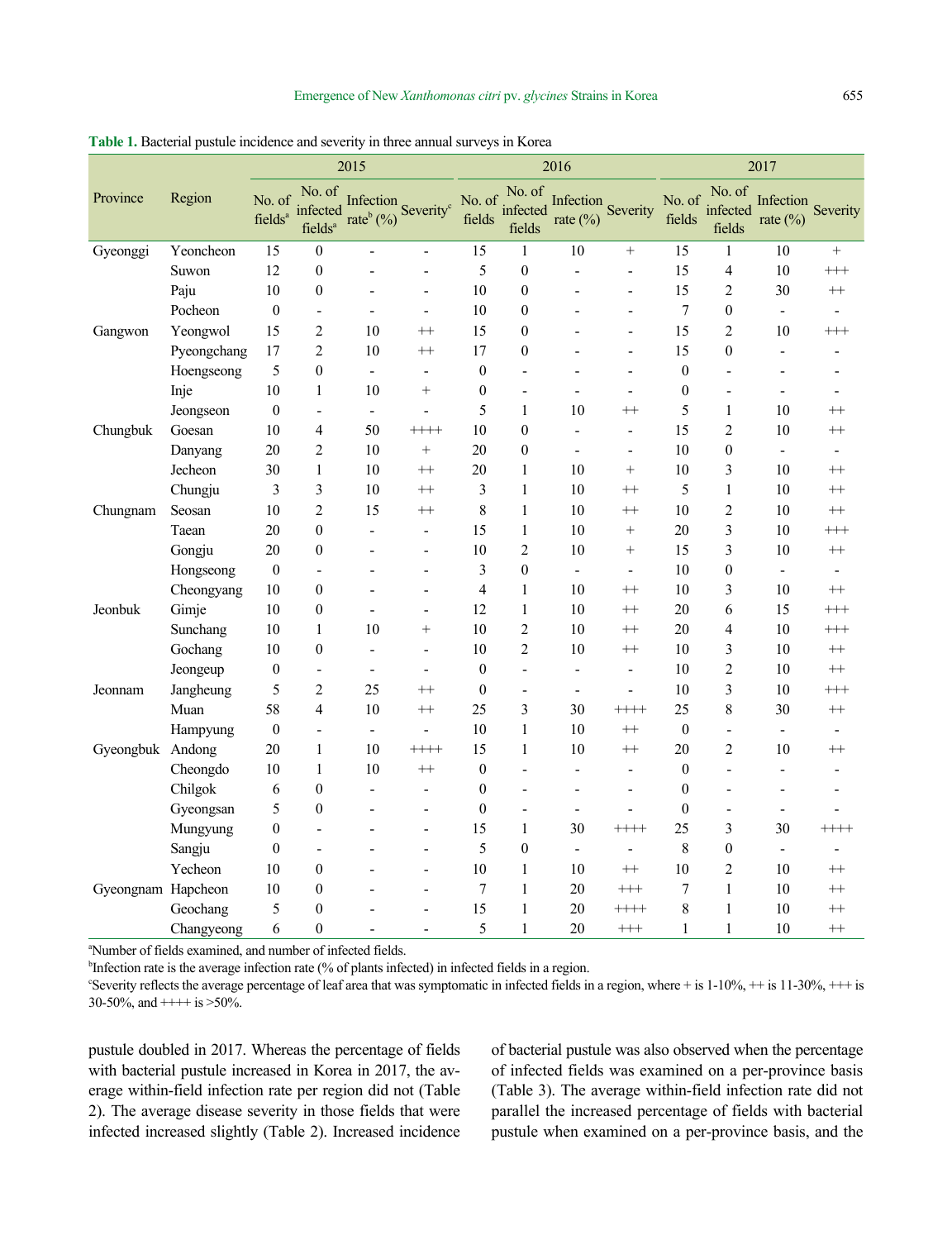**Table 1.** Bacterial pustule incidence and severity in three annual surveys in Korea

| Province | Region | 2015 | | | | 2016 | | | | 2017 | | | |
|---|---|---|---|---|---|---|---|---|---|---|---|---|---|
| | | No. of fields[a] | No. of infected fields[a] | Infection rate[b] (%) | Severity[c] | No. of fields | No. of infected fields | Infection rate (%) | Severity | No. of fields | No. of infected fields | Infection rate (%) | Severity |
| Gyeonggi | Yeoncheon | 15 | 0 | - | - | 15 | 1 | 10 | + | 15 | 1 | 10 | + |
| | Suwon | 12 | 0 | - | - | 5 | 0 | - | - | 15 | 4 | 10 | +++ |
| | Paju | 10 | 0 | - | - | 10 | 0 | - | - | 15 | 2 | 30 | ++ |
| | Pocheon | 0 | - | - | - | 10 | 0 | - | - | 7 | 0 | - | - |
| Gangwon | Yeongwol | 15 | 2 | 10 | ++ | 15 | 0 | - | - | 15 | 2 | 10 | +++ |
| | Pyeongchang | 17 | 2 | 10 | ++ | 17 | 0 | - | - | 15 | 0 | - | - |
| | Hoengseong | 5 | 0 | - | - | 0 | - | - | - | 0 | - | - | - |
| | Inje | 10 | 1 | 10 | + | 0 | - | - | - | 0 | - | - | - |
| | Jeongseon | 0 | - | - | - | 5 | 1 | 10 | ++ | 5 | 1 | 10 | ++ |
| Chungbuk | Goesan | 10 | 4 | 50 | ++++ | 10 | 0 | - | - | 15 | 2 | 10 | ++ |
| | Danyang | 20 | 2 | 10 | + | 20 | 0 | - | - | 10 | 0 | - | - |
| | Jecheon | 30 | 1 | 10 | ++ | 20 | 1 | 10 | + | 10 | 3 | 10 | ++ |
| | Chungju | 3 | 3 | 10 | ++ | 3 | 1 | 10 | ++ | 5 | 1 | 10 | ++ |
| Chungnam | Seosan | 10 | 2 | 15 | ++ | 8 | 1 | 10 | ++ | 10 | 2 | 10 | ++ |
| | Taean | 20 | 0 | - | - | 15 | 1 | 10 | + | 20 | 3 | 10 | +++ |
| | Gongju | 20 | 0 | - | - | 10 | 2 | 10 | + | 15 | 3 | 10 | ++ |
| | Hongseong | 0 | - | - | - | 3 | 0 | - | - | 10 | 0 | - | - |
| | Cheongyang | 10 | 0 | - | - | 4 | 1 | 10 | ++ | 10 | 3 | 10 | ++ |
| Jeonbuk | Gimje | 10 | 0 | - | - | 12 | 1 | 10 | ++ | 20 | 6 | 15 | +++ |
| | Sunchang | 10 | 1 | 10 | + | 10 | 2 | 10 | ++ | 20 | 4 | 10 | +++ |
| | Gochang | 10 | 0 | - | - | 10 | 2 | 10 | ++ | 10 | 3 | 10 | ++ |
| | Jeongeup | 0 | - | - | - | 0 | - | - | - | 10 | 2 | 10 | ++ |
| Jeonnam | Jangheung | 5 | 2 | 25 | ++ | 0 | - | - | - | 10 | 3 | 10 | +++ |
| | Muan | 58 | 4 | 10 | ++ | 25 | 3 | 30 | ++++ | 25 | 8 | 30 | ++ |
| | Hampyung | 0 | - | - | - | 10 | 1 | 10 | ++ | 0 | - | - | - |
| Gyeongbuk | Andong | 20 | 1 | 10 | ++++ | 15 | 1 | 10 | ++ | 20 | 2 | 10 | ++ |
| | Cheongdo | 10 | 1 | 10 | ++ | 0 | - | - | - | 0 | - | - | - |
| | Chilgok | 6 | 0 | - | - | 0 | - | - | - | 0 | - | - | - |
| | Gyeongsan | 5 | 0 | - | - | 0 | - | - | - | 0 | - | - | - |
| | Mungyung | 0 | - | - | - | 15 | 1 | 30 | ++++ | 25 | 3 | 30 | ++++ |
| | Sangju | 0 | - | - | - | 5 | 0 | - | - | 8 | 0 | - | - |
| | Yecheon | 10 | 0 | - | - | 10 | 1 | 10 | ++ | 10 | 2 | 10 | ++ |
| Gyeongnam | Hapcheon | 10 | 0 | - | - | 7 | 1 | 20 | +++ | 7 | 1 | 10 | ++ |
| | Geochang | 5 | 0 | - | - | 15 | 1 | 20 | ++++ | 8 | 1 | 10 | ++ |
| | Changyeong | 6 | 0 | - | - | 5 | 1 | 20 | +++ | 1 | 1 | 10 | ++ |

[a]Number of fields examined, and number of infected fields.
[b]Infection rate is the average infection rate (% of plants infected) in infected fields in a region.
[c]Severity reflects the average percentage of leaf area that was symptomatic in infected fields in a region, where + is 1-10%, ++ is 11-30%, +++ is 30-50%, and ++++ is >50%.

pustule doubled in 2017. Whereas the percentage of fields with bacterial pustule increased in Korea in 2017, the average within-field infection rate per region did not (Table 2). The average disease severity in those fields that were infected increased slightly (Table 2). Increased incidence of bacterial pustule was also observed when the percentage of infected fields was examined on a per-province basis (Table 3). The average within-field infection rate did not parallel the increased percentage of fields with bacterial pustule when examined on a per-province basis, and the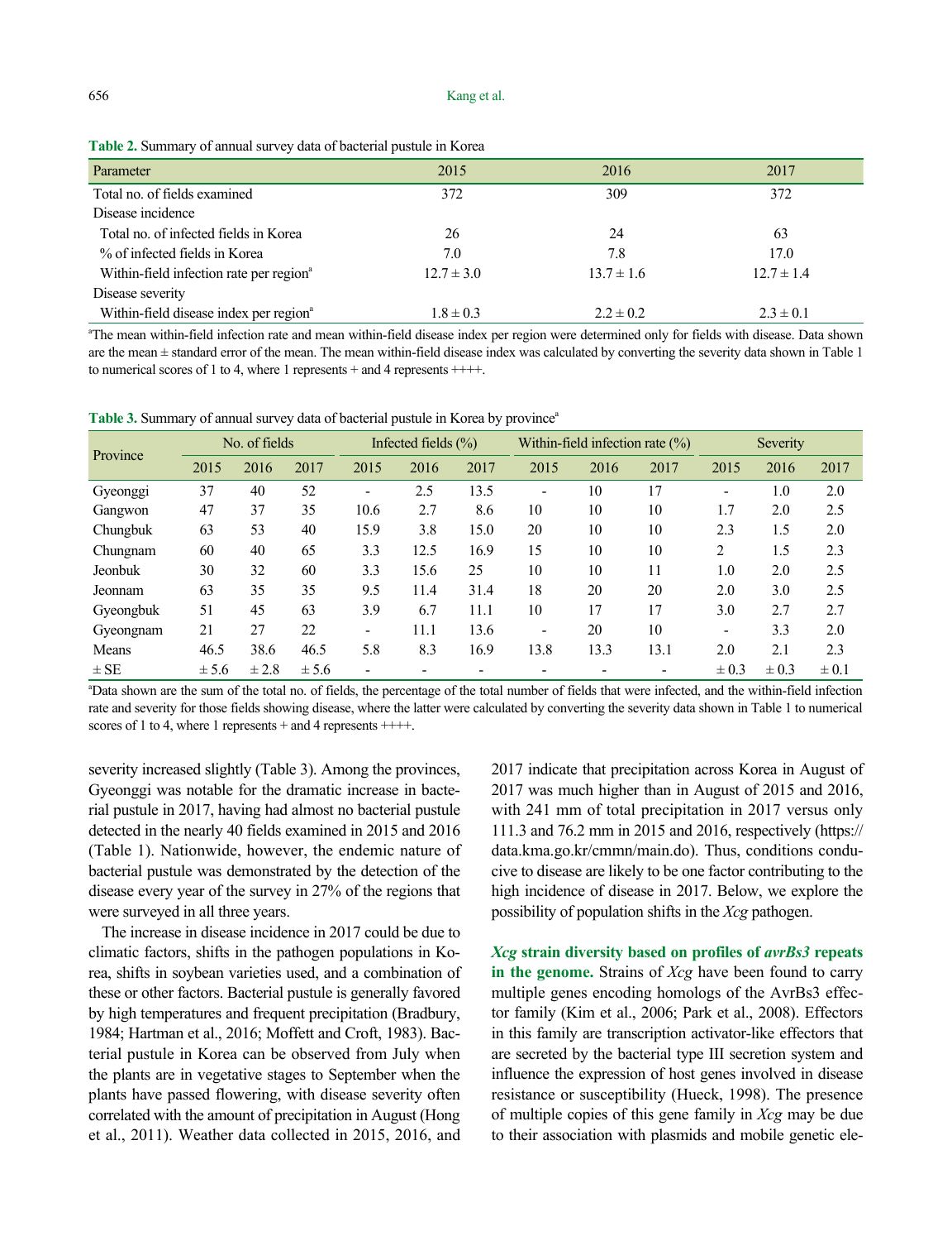**Table 2.** Summary of annual survey data of bacterial pustule in Korea

| Parameter | 2015 | 2016 | 2017 |
|---|---|---|---|
| Total no. of fields examined | 372 | 309 | 372 |
| Disease incidence | | | |
| Total no. of infected fields in Korea | 26 | 24 | 63 |
| % of infected fields in Korea | 7.0 | 7.8 | 17.0 |
| Within-field infection rate per region[a] | 12.7 ± 3.0 | 13.7 ± 1.6 | 12.7 ± 1.4 |
| Disease severity | | | |
| Within-field disease index per region[a] | 1.8 ± 0.3 | 2.2 ± 0.2 | 2.3 ± 0.1 |

[a]The mean within-field infection rate and mean within-field disease index per region were determined only for fields with disease. Data shown are the mean ± standard error of the mean. The mean within-field disease index was calculated by converting the severity data shown in Table 1 to numerical scores of 1 to 4, where 1 represents + and 4 represents ++++.

**Table 3.** Summary of annual survey data of bacterial pustule in Korea by province[a]

| Province | No. of fields | | | Infected fields (%) | | | Within-field infection rate (%) | | | Severity | | |
|---|---|---|---|---|---|---|---|---|---|---|---|---|
| | 2015 | 2016 | 2017 | 2015 | 2016 | 2017 | 2015 | 2016 | 2017 | 2015 | 2016 | 2017 |
| Gyeonggi | 37 | 40 | 52 | - | 2.5 | 13.5 | - | 10 | 17 | - | 1.0 | 2.0 |
| Gangwon | 47 | 37 | 35 | 10.6 | 2.7 | 8.6 | 10 | 10 | 10 | 1.7 | 2.0 | 2.5 |
| Chungbuk | 63 | 53 | 40 | 15.9 | 3.8 | 15.0 | 20 | 10 | 10 | 2.3 | 1.5 | 2.0 |
| Chungnam | 60 | 40 | 65 | 3.3 | 12.5 | 16.9 | 15 | 10 | 10 | 2 | 1.5 | 2.3 |
| Jeonbuk | 30 | 32 | 60 | 3.3 | 15.6 | 25 | 10 | 10 | 11 | 1.0 | 2.0 | 2.5 |
| Jeonnam | 63 | 35 | 35 | 9.5 | 11.4 | 31.4 | 18 | 20 | 20 | 2.0 | 3.0 | 2.5 |
| Gyeongbuk | 51 | 45 | 63 | 3.9 | 6.7 | 11.1 | 10 | 17 | 17 | 3.0 | 2.7 | 2.7 |
| Gyeongnam | 21 | 27 | 22 | - | 11.1 | 13.6 | - | 20 | 10 | - | 3.3 | 2.0 |
| Means | 46.5 | 38.6 | 46.5 | 5.8 | 8.3 | 16.9 | 13.8 | 13.3 | 13.1 | 2.0 | 2.1 | 2.3 |
| ± SE | ± 5.6 | ± 2.8 | ± 5.6 | - | - | - | - | - | - | ± 0.3 | ± 0.3 | ± 0.1 |

[a]Data shown are the sum of the total no. of fields, the percentage of the total number of fields that were infected, and the within-field infection rate and severity for those fields showing disease, where the latter were calculated by converting the severity data shown in Table 1 to numerical scores of 1 to 4, where 1 represents + and 4 represents ++++.

severity increased slightly (Table 3). Among the provinces, Gyeonggi was notable for the dramatic increase in bacterial pustule in 2017, having had almost no bacterial pustule detected in the nearly 40 fields examined in 2015 and 2016 (Table 1). Nationwide, however, the endemic nature of bacterial pustule was demonstrated by the detection of the disease every year of the survey in 27% of the regions that were surveyed in all three years.

The increase in disease incidence in 2017 could be due to climatic factors, shifts in the pathogen populations in Korea, shifts in soybean varieties used, and a combination of these or other factors. Bacterial pustule is generally favored by high temperatures and frequent precipitation (Bradbury, 1984; Hartman et al., 2016; Moffett and Croft, 1983). Bacterial pustule in Korea can be observed from July when the plants are in vegetative stages to September when the plants have passed flowering, with disease severity often correlated with the amount of precipitation in August (Hong et al., 2011). Weather data collected in 2015, 2016, and 2017 indicate that precipitation across Korea in August of 2017 was much higher than in August of 2015 and 2016, with 241 mm of total precipitation in 2017 versus only 111.3 and 76.2 mm in 2015 and 2016, respectively (https://data.kma.go.kr/cmmn/main.do). Thus, conditions conducive to disease are likely to be one factor contributing to the high incidence of disease in 2017. Below, we explore the possibility of population shifts in the *Xcg* pathogen.

**_Xcg_ strain diversity based on profiles of _avrBs3_ repeats in the genome.** Strains of *Xcg* have been found to carry multiple genes encoding homologs of the AvrBs3 effector family (Kim et al., 2006; Park et al., 2008). Effectors in this family are transcription activator-like effectors that are secreted by the bacterial type III secretion system and influence the expression of host genes involved in disease resistance or susceptibility (Hueck, 1998). The presence of multiple copies of this gene family in *Xcg* may be due to their association with plasmids and mobile genetic ele-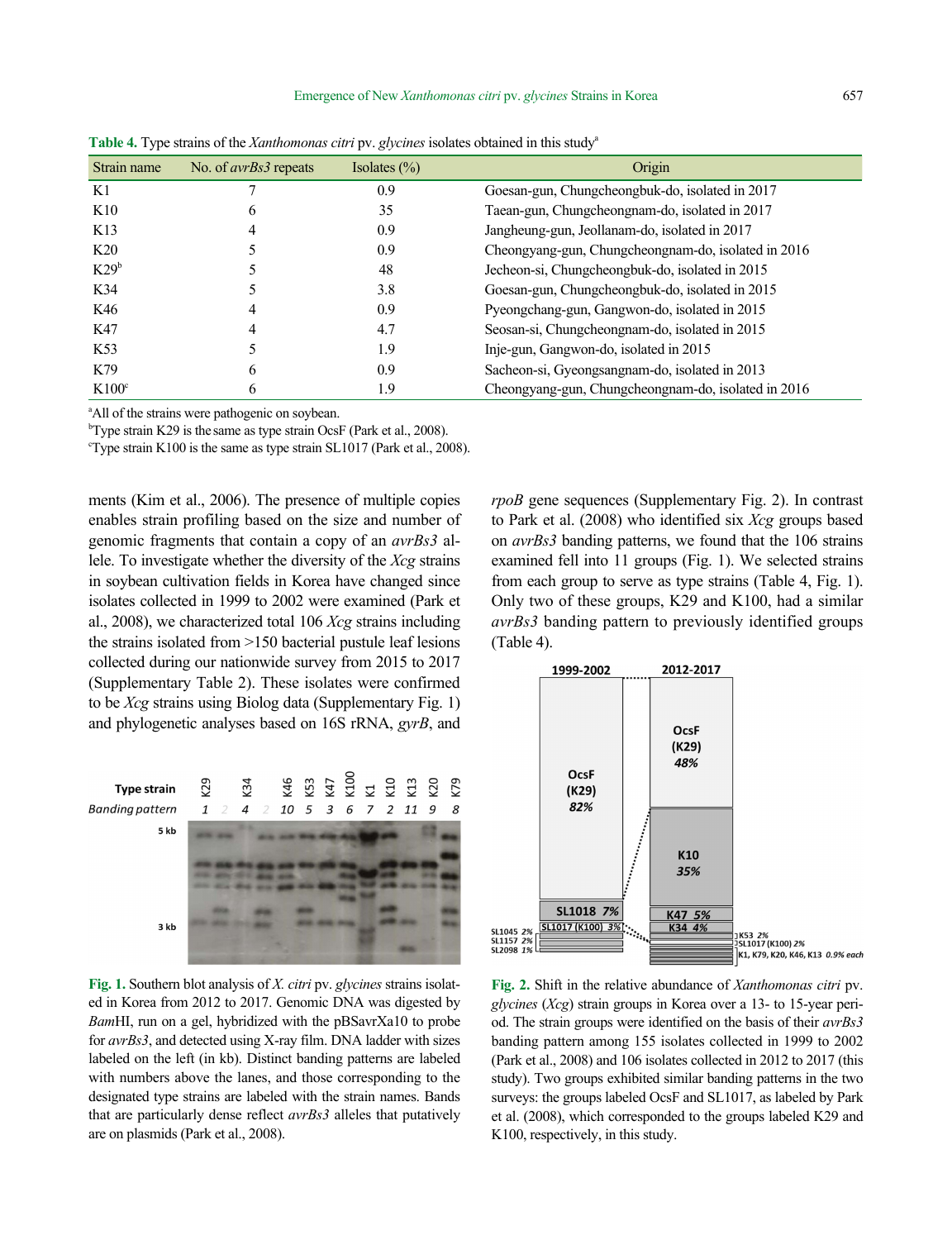**Table 4.** Type strains of the *Xanthomonas citri* pv. *glycines* isolates obtained in this study[a]

| Strain name | No. of *avrBs3* repeats | Isolates (%) | Origin |
|---|---|---|---|
| K1 | 7 | 0.9 | Goesan-gun, Chungcheongbuk-do, isolated in 2017 |
| K10 | 6 | 35 | Taean-gun, Chungcheongnam-do, isolated in 2017 |
| K13 | 4 | 0.9 | Jangheung-gun, Jeollanam-do, isolated in 2017 |
| K20 | 5 | 0.9 | Cheongyang-gun, Chungcheongnam-do, isolated in 2016 |
| K29[b] | 5 | 48 | Jecheon-si, Chungcheongbuk-do, isolated in 2015 |
| K34 | 5 | 3.8 | Goesan-gun, Chungcheongbuk-do, isolated in 2015 |
| K46 | 4 | 0.9 | Pyeongchang-gun, Gangwon-do, isolated in 2015 |
| K47 | 4 | 4.7 | Seosan-si, Chungcheongnam-do, isolated in 2015 |
| K53 | 5 | 1.9 | Inje-gun, Gangwon-do, isolated in 2015 |
| K79 | 6 | 0.9 | Sacheon-si, Gyeongsangnam-do, isolated in 2013 |
| K100[c] | 6 | 1.9 | Cheongyang-gun, Chungcheongnam-do, isolated in 2016 |

[a]All of the strains were pathogenic on soybean.
[b]Type strain K29 is the same as type strain OcsF (Park et al., 2008).
[c]Type strain K100 is the same as type strain SL1017 (Park et al., 2008).

ments (Kim et al., 2006). The presence of multiple copies enables strain profiling based on the size and number of genomic fragments that contain a copy of an *avrBs3* allele. To investigate whether the diversity of the *Xcg* strains in soybean cultivation fields in Korea have changed since isolates collected in 1999 to 2002 were examined (Park et al., 2008), we characterized total 106 *Xcg* strains including the strains isolated from >150 bacterial pustule leaf lesions collected during our nationwide survey from 2015 to 2017 (Supplementary Table 2). These isolates were confirmed to be *Xcg* strains using Biolog data (Supplementary Fig. 1) and phylogenetic analyses based on 16S rRNA, *gyrB*, and *rpoB* gene sequences (Supplementary Fig. 2). In contrast to Park et al. (2008) who identified six *Xcg* groups based on *avrBs3* banding patterns, we found that the 106 strains examined fell into 11 groups (Fig. 1). We selected strains from each group to serve as type strains (Table 4, Fig. 1). Only two of these groups, K29 and K100, had a similar *avrBs3* banding pattern to previously identified groups (Table 4).

**Fig. 1.** Southern blot analysis of *X. citri* pv. *glycines* strains isolated in Korea from 2012 to 2017. Genomic DNA was digested by *Bam*HI, run on a gel, hybridized with the pBSavrXa10 to probe for *avrBs3*, and detected using X-ray film. DNA ladder with sizes labeled on the left (in kb). Distinct banding patterns are labeled with numbers above the lanes, and those corresponding to the designated type strains are labeled with the strain names. Bands that are particularly dense reflect *avrBs3* alleles that putatively are on plasmids (Park et al., 2008).

**Fig. 2.** Shift in the relative abundance of *Xanthomonas citri* pv. *glycines* (*Xcg*) strain groups in Korea over a 13- to 15-year period. The strain groups were identified on the basis of their *avrBs3* banding pattern among 155 isolates collected in 1999 to 2002 (Park et al., 2008) and 106 isolates collected in 2012 to 2017 (this study). Two groups exhibited similar banding patterns in the two surveys: the groups labeled OcsF and SL1017, as labeled by Park et al. (2008), which corresponded to the groups labeled K29 and K100, respectively, in this study.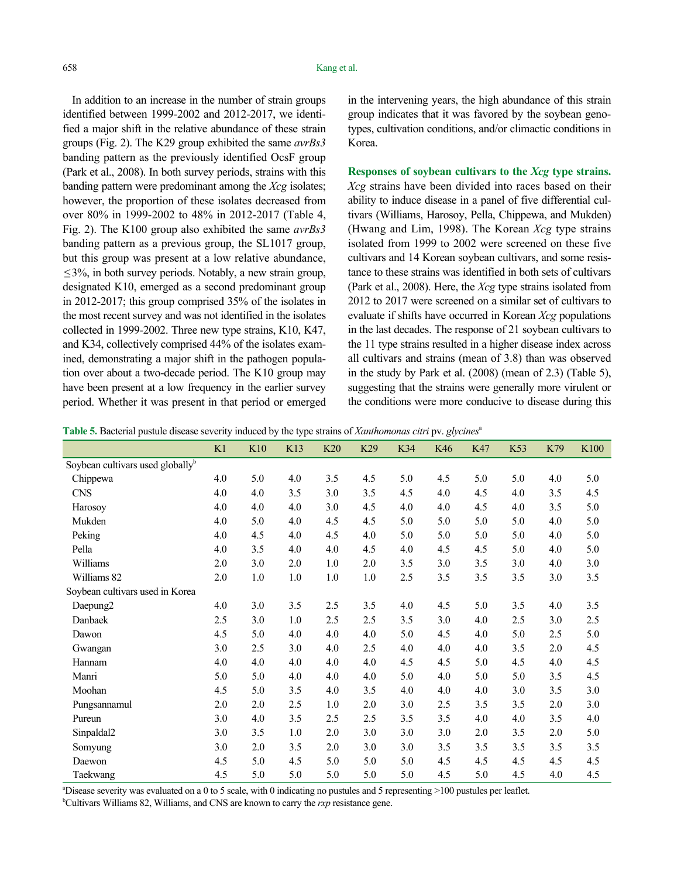In addition to an increase in the number of strain groups identified between 1999-2002 and 2012-2017, we identified a major shift in the relative abundance of these strain groups (Fig. 2). The K29 group exhibited the same *avrBs3* banding pattern as the previously identified OcsF group (Park et al., 2008). In both survey periods, strains with this banding pattern were predominant among the *Xcg* isolates; however, the proportion of these isolates decreased from over 80% in 1999-2002 to 48% in 2012-2017 (Table 4, Fig. 2). The K100 group also exhibited the same *avrBs3* banding pattern as a previous group, the SL1017 group, but this group was present at a low relative abundance, ≤3%, in both survey periods. Notably, a new strain group, designated K10, emerged as a second predominant group in 2012-2017; this group comprised 35% of the isolates in the most recent survey and was not identified in the isolates collected in 1999-2002. Three new type strains, K10, K47, and K34, collectively comprised 44% of the isolates examined, demonstrating a major shift in the pathogen population over about a two-decade period. The K10 group may have been present at a low frequency in the earlier survey period. Whether it was present in that period or emerged in the intervening years, the high abundance of this strain group indicates that it was favored by the soybean genotypes, cultivation conditions, and/or climactic conditions in Korea.

**Responses of soybean cultivars to the *Xcg* type strains.** *Xcg* strains have been divided into races based on their ability to induce disease in a panel of five differential cultivars (Williams, Harosoy, Pella, Chippewa, and Mukden) (Hwang and Lim, 1998). The Korean *Xcg* type strains isolated from 1999 to 2002 were screened on these five cultivars and 14 Korean soybean cultivars, and some resistance to these strains was identified in both sets of cultivars (Park et al., 2008). Here, the *Xcg* type strains isolated from 2012 to 2017 were screened on a similar set of cultivars to evaluate if shifts have occurred in Korean *Xcg* populations in the last decades. The response of 21 soybean cultivars to the 11 type strains resulted in a higher disease index across all cultivars and strains (mean of 3.8) than was observed in the study by Park et al. (2008) (mean of 2.3) (Table 5), suggesting that the strains were generally more virulent or the conditions were more conducive to disease during this

**Table 5.** Bacterial pustule disease severity induced by the type strains of *Xanthomonas citri* pv. *glycines*[a]

| | K1 | K10 | K13 | K20 | K29 | K34 | K46 | K47 | K53 | K79 | K100 |
|---|---|---|---|---|---|---|---|---|---|---|---|
| Soybean cultivars used globally[b] | | | | | | | | | | | |
| Chippewa | 4.0 | 5.0 | 4.0 | 3.5 | 4.5 | 5.0 | 4.5 | 5.0 | 5.0 | 4.0 | 5.0 |
| CNS | 4.0 | 4.0 | 3.5 | 3.0 | 3.5 | 4.5 | 4.0 | 4.5 | 4.0 | 3.5 | 4.5 |
| Harosoy | 4.0 | 4.0 | 4.0 | 3.0 | 4.5 | 4.0 | 4.0 | 4.5 | 4.0 | 3.5 | 5.0 |
| Mukden | 4.0 | 5.0 | 4.0 | 4.5 | 4.5 | 5.0 | 5.0 | 5.0 | 5.0 | 4.0 | 5.0 |
| Peking | 4.0 | 4.5 | 4.0 | 4.5 | 4.0 | 5.0 | 5.0 | 5.0 | 5.0 | 4.0 | 5.0 |
| Pella | 4.0 | 3.5 | 4.0 | 4.0 | 4.5 | 4.0 | 4.5 | 4.5 | 5.0 | 4.0 | 5.0 |
| Williams | 2.0 | 3.0 | 2.0 | 1.0 | 2.0 | 3.5 | 3.0 | 3.5 | 3.0 | 4.0 | 3.0 |
| Williams 82 | 2.0 | 1.0 | 1.0 | 1.0 | 1.0 | 2.5 | 3.5 | 3.5 | 3.5 | 3.0 | 3.5 |
| Soybean cultivars used in Korea | | | | | | | | | | | |
| Daepung2 | 4.0 | 3.0 | 3.5 | 2.5 | 3.5 | 4.0 | 4.5 | 5.0 | 3.5 | 4.0 | 3.5 |
| Danbaek | 2.5 | 3.0 | 1.0 | 2.5 | 2.5 | 3.5 | 3.0 | 4.0 | 2.5 | 3.0 | 2.5 |
| Dawon | 4.5 | 5.0 | 4.0 | 4.0 | 4.0 | 5.0 | 4.5 | 4.0 | 5.0 | 2.5 | 5.0 |
| Gwangan | 3.0 | 2.5 | 3.0 | 4.0 | 2.5 | 4.0 | 4.0 | 4.0 | 3.5 | 2.0 | 4.5 |
| Hannam | 4.0 | 4.0 | 4.0 | 4.0 | 4.0 | 4.5 | 4.5 | 5.0 | 4.5 | 4.0 | 4.5 |
| Manri | 5.0 | 5.0 | 4.0 | 4.0 | 4.0 | 5.0 | 4.0 | 5.0 | 5.0 | 3.5 | 4.5 |
| Moohan | 4.5 | 5.0 | 3.5 | 4.0 | 3.5 | 4.0 | 4.0 | 4.0 | 3.0 | 3.5 | 3.0 |
| Pungsannamul | 2.0 | 2.0 | 2.5 | 1.0 | 2.0 | 3.0 | 2.5 | 3.5 | 3.5 | 2.0 | 3.0 |
| Pureun | 3.0 | 4.0 | 3.5 | 2.5 | 2.5 | 3.5 | 3.5 | 4.0 | 4.0 | 3.5 | 4.0 |
| Sinpaldal2 | 3.0 | 3.5 | 1.0 | 2.0 | 3.0 | 3.0 | 3.0 | 2.0 | 3.5 | 2.0 | 5.0 |
| Somyung | 3.0 | 2.0 | 3.5 | 2.0 | 3.0 | 3.0 | 3.5 | 3.5 | 3.5 | 3.5 | 3.5 |
| Daewon | 4.5 | 5.0 | 4.5 | 5.0 | 5.0 | 5.0 | 4.5 | 4.5 | 4.5 | 4.5 | 4.5 |
| Taekwang | 4.5 | 5.0 | 5.0 | 5.0 | 5.0 | 5.0 | 4.5 | 5.0 | 4.5 | 4.0 | 4.5 |

[a]Disease severity was evaluated on a 0 to 5 scale, with 0 indicating no pustules and 5 representing >100 pustules per leaflet.
[b]Cultivars Williams 82, Williams, and CNS are known to carry the *rxp* resistance gene.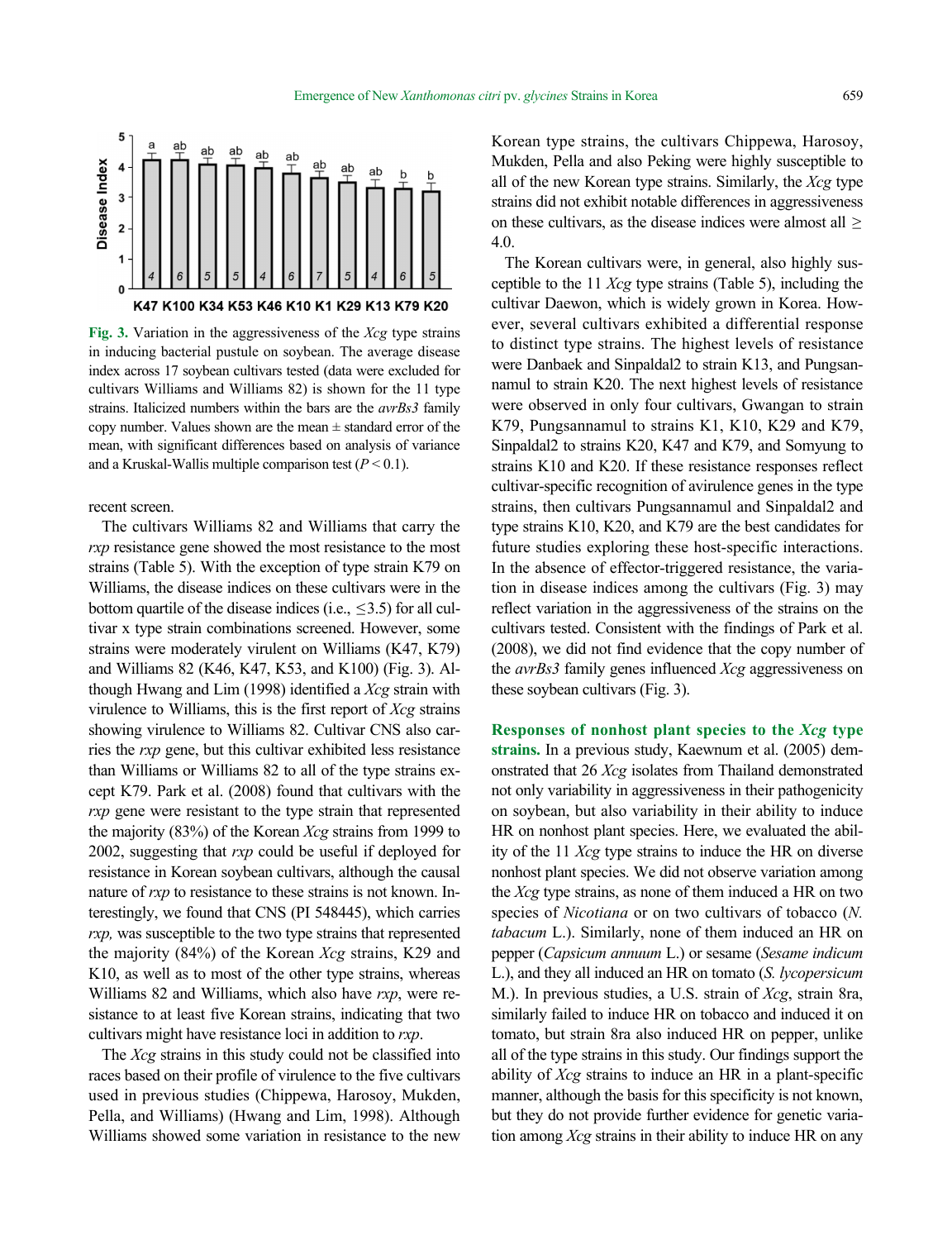Fig. 3. Variation in the aggressiveness of the *Xcg* type strains in inducing bacterial pustule on soybean. The average disease index across 17 soybean cultivars tested (data were excluded for cultivars Williams and Williams 82) is shown for the 11 type strains. Italicized numbers within the bars are the *avrBs3* family copy number. Values shown are the mean ± standard error of the mean, with significant differences based on analysis of variance and a Kruskal-Wallis multiple comparison test ($P < 0.1$).

recent screen.

The cultivars Williams 82 and Williams that carry the *rxp* resistance gene showed the most resistance to the most strains (Table 5). With the exception of type strain K79 on Williams, the disease indices on these cultivars were in the bottom quartile of the disease indices (i.e., ≤3.5) for all cultivar x type strain combinations screened. However, some strains were moderately virulent on Williams (K47, K79) and Williams 82 (K46, K47, K53, and K100) (Fig. 3). Although Hwang and Lim (1998) identified a *Xcg* strain with virulence to Williams, this is the first report of *Xcg* strains showing virulence to Williams 82. Cultivar CNS also carries the *rxp* gene, but this cultivar exhibited less resistance than Williams or Williams 82 to all of the type strains except K79. Park et al. (2008) found that cultivars with the *rxp* gene were resistant to the type strain that represented the majority (83%) of the Korean *Xcg* strains from 1999 to 2002, suggesting that *rxp* could be useful if deployed for resistance in Korean soybean cultivars, although the causal nature of *rxp* to resistance to these strains is not known. Interestingly, we found that CNS (PI 548445), which carries *rxp,* was susceptible to the two type strains that represented the majority (84%) of the Korean *Xcg* strains, K29 and K10, as well as to most of the other type strains, whereas Williams 82 and Williams, which also have *rxp*, were resistance to at least five Korean strains, indicating that two cultivars might have resistance loci in addition to *rxp*.

The *Xcg* strains in this study could not be classified into races based on their profile of virulence to the five cultivars used in previous studies (Chippewa, Harosoy, Mukden, Pella, and Williams) (Hwang and Lim, 1998). Although Williams showed some variation in resistance to the new Korean type strains, the cultivars Chippewa, Harosoy, Mukden, Pella and also Peking were highly susceptible to all of the new Korean type strains. Similarly, the *Xcg* type strains did not exhibit notable differences in aggressiveness on these cultivars, as the disease indices were almost all ≥ 4.0.

The Korean cultivars were, in general, also highly susceptible to the 11 *Xcg* type strains (Table 5), including the cultivar Daewon, which is widely grown in Korea. However, several cultivars exhibited a differential response to distinct type strains. The highest levels of resistance were Danbaek and Sinpaldal2 to strain K13, and Pungsannamul to strain K20. The next highest levels of resistance were observed in only four cultivars, Gwangan to strain K79, Pungsannamul to strains K1, K10, K29 and K79, Sinpaldal2 to strains K20, K47 and K79, and Somyung to strains K10 and K20. If these resistance responses reflect cultivar-specific recognition of avirulence genes in the type strains, then cultivars Pungsannamul and Sinpaldal2 and type strains K10, K20, and K79 are the best candidates for future studies exploring these host-specific interactions. In the absence of effector-triggered resistance, the variation in disease indices among the cultivars (Fig. 3) may reflect variation in the aggressiveness of the strains on the cultivars tested. Consistent with the findings of Park et al. (2008), we did not find evidence that the copy number of the *avrBs3* family genes influenced *Xcg* aggressiveness on these soybean cultivars (Fig. 3).

**Responses of nonhost plant species to the *Xcg* type strains.** In a previous study, Kaewnum et al. (2005) demonstrated that 26 *Xcg* isolates from Thailand demonstrated not only variability in aggressiveness in their pathogenicity on soybean, but also variability in their ability to induce HR on nonhost plant species. Here, we evaluated the ability of the 11 *Xcg* type strains to induce the HR on diverse nonhost plant species. We did not observe variation among the *Xcg* type strains, as none of them induced a HR on two species of *Nicotiana* or on two cultivars of tobacco (*N. tabacum* L.). Similarly, none of them induced an HR on pepper (*Capsicum annuum* L.) or sesame (*Sesame indicum* L.), and they all induced an HR on tomato (*S. lycopersicum* M.). In previous studies, a U.S. strain of *Xcg*, strain 8ra, similarly failed to induce HR on tobacco and induced it on tomato, but strain 8ra also induced HR on pepper, unlike all of the type strains in this study. Our findings support the ability of *Xcg* strains to induce an HR in a plant-specific manner, although the basis for this specificity is not known, but they do not provide further evidence for genetic variation among *Xcg* strains in their ability to induce HR on any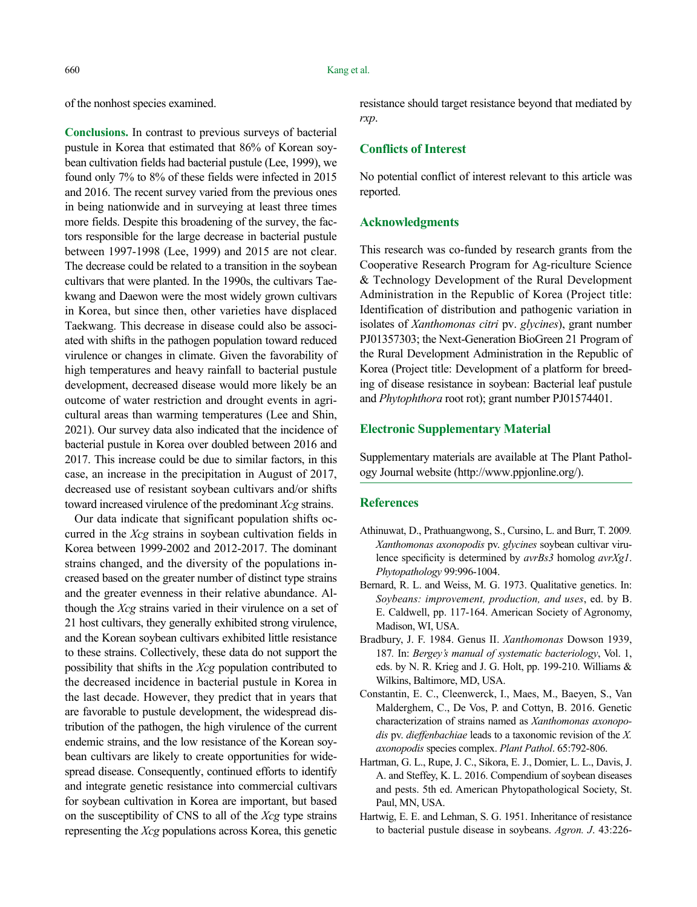of the nonhost species examined.

**Conclusions.** In contrast to previous surveys of bacterial pustule in Korea that estimated that 86% of Korean soybean cultivation fields had bacterial pustule (Lee, 1999), we found only 7% to 8% of these fields were infected in 2015 and 2016. The recent survey varied from the previous ones in being nationwide and in surveying at least three times more fields. Despite this broadening of the survey, the factors responsible for the large decrease in bacterial pustule between 1997-1998 (Lee, 1999) and 2015 are not clear. The decrease could be related to a transition in the soybean cultivars that were planted. In the 1990s, the cultivars Taekwang and Daewon were the most widely grown cultivars in Korea, but since then, other varieties have displaced Taekwang. This decrease in disease could also be associated with shifts in the pathogen population toward reduced virulence or changes in climate. Given the favorability of high temperatures and heavy rainfall to bacterial pustule development, decreased disease would more likely be an outcome of water restriction and drought events in agricultural areas than warming temperatures (Lee and Shin, 2021). Our survey data also indicated that the incidence of bacterial pustule in Korea over doubled between 2016 and 2017. This increase could be due to similar factors, in this case, an increase in the precipitation in August of 2017, decreased use of resistant soybean cultivars and/or shifts toward increased virulence of the predominant *Xcg* strains.

Our data indicate that significant population shifts occurred in the *Xcg* strains in soybean cultivation fields in Korea between 1999-2002 and 2012-2017. The dominant strains changed, and the diversity of the populations increased based on the greater number of distinct type strains and the greater evenness in their relative abundance. Although the *Xcg* strains varied in their virulence on a set of 21 host cultivars, they generally exhibited strong virulence, and the Korean soybean cultivars exhibited little resistance to these strains. Collectively, these data do not support the possibility that shifts in the *Xcg* population contributed to the decreased incidence in bacterial pustule in Korea in the last decade. However, they predict that in years that are favorable to pustule development, the widespread distribution of the pathogen, the high virulence of the current endemic strains, and the low resistance of the Korean soybean cultivars are likely to create opportunities for widespread disease. Consequently, continued efforts to identify and integrate genetic resistance into commercial cultivars for soybean cultivation in Korea are important, but based on the susceptibility of CNS to all of the *Xcg* type strains representing the *Xcg* populations across Korea, this genetic resistance should target resistance beyond that mediated by *rxp*.

## Conflicts of Interest

No potential conflict of interest relevant to this article was reported.

## Acknowledgments

This research was co-funded by research grants from the Cooperative Research Program for Ag-riculture Science & Technology Development of the Rural Development Administration in the Republic of Korea (Project title: Identification of distribution and pathogenic variation in isolates of *Xanthomonas citri* pv. *glycines*), grant number PJ01357303; the Next-Generation BioGreen 21 Program of the Rural Development Administration in the Republic of Korea (Project title: Development of a platform for breeding of disease resistance in soybean: Bacterial leaf pustule and *Phytophthora* root rot); grant number PJ01574401.

## Electronic Supplementary Material

Supplementary materials are available at The Plant Pathology Journal website (http://www.ppjonline.org/).

## References

Athinuwat, D., Prathuangwong, S., Cursino, L. and Burr, T. 2009. *Xanthomonas axonopodis* pv. *glycines* soybean cultivar virulence specificity is determined by *avrBs3* homolog *avrXg1*. *Phytopathology* 99:996-1004.

Bernard, R. L. and Weiss, M. G. 1973. Qualitative genetics. In: *Soybeans: improvement, production, and uses*, ed. by B. E. Caldwell, pp. 117-164. American Society of Agronomy, Madison, WI, USA.

Bradbury, J. F. 1984. Genus II. *Xanthomonas* Dowson 1939, 187. In: *Bergey's manual of systematic bacteriology*, Vol. 1, eds. by N. R. Krieg and J. G. Holt, pp. 199-210. Williams & Wilkins, Baltimore, MD, USA.

Constantin, E. C., Cleenwerck, I., Maes, M., Baeyen, S., Van Malderghem, C., De Vos, P. and Cottyn, B. 2016. Genetic characterization of strains named as *Xanthomonas axonopodis* pv. *dieffenbachiae* leads to a taxonomic revision of the *X. axonopodis* species complex. *Plant Pathol*. 65:792-806.

Hartman, G. L., Rupe, J. C., Sikora, E. J., Domier, L. L., Davis, J. A. and Steffey, K. L. 2016. Compendium of soybean diseases and pests. 5th ed. American Phytopathological Society, St. Paul, MN, USA.

Hartwig, E. E. and Lehman, S. G. 1951. Inheritance of resistance to bacterial pustule disease in soybeans. *Agron. J*. 43:226-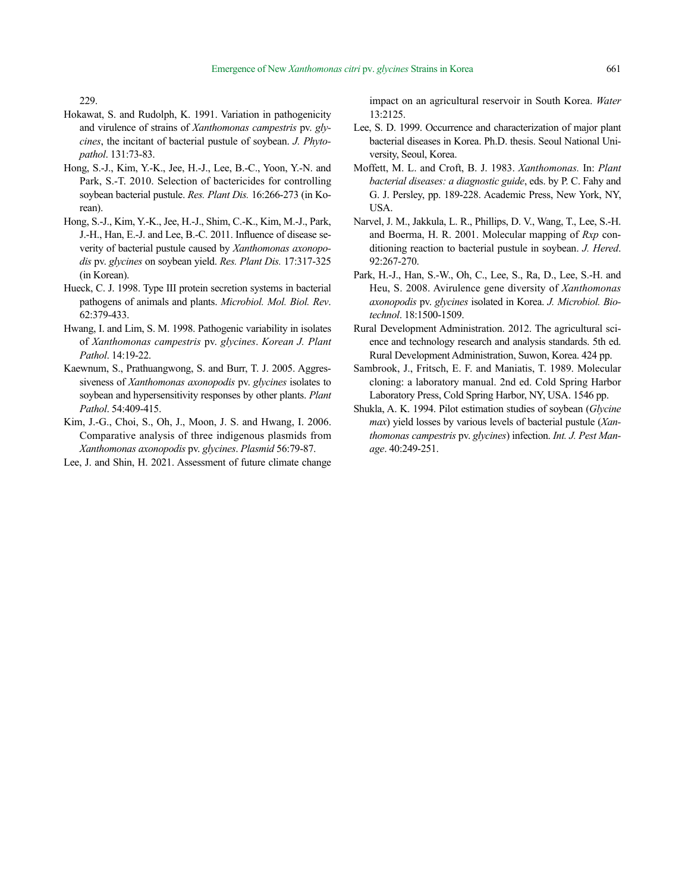229.

Hokawat, S. and Rudolph, K. 1991. Variation in pathogenicity and virulence of strains of *Xanthomonas campestris* pv. *glycines*, the incitant of bacterial pustule of soybean. *J. Phytopathol*. 131:73-83.

Hong, S.-J., Kim, Y.-K., Jee, H.-J., Lee, B.-C., Yoon, Y.-N. and Park, S.-T. 2010. Selection of bactericides for controlling soybean bacterial pustule. *Res. Plant Dis.* 16:266-273 (in Korean).

Hong, S.-J., Kim, Y.-K., Jee, H.-J., Shim, C.-K., Kim, M.-J., Park, J.-H., Han, E.-J. and Lee, B.-C. 2011. Influence of disease severity of bacterial pustule caused by *Xanthomonas axonopodis* pv. *glycines* on soybean yield. *Res. Plant Dis.* 17:317-325 (in Korean).

Hueck, C. J. 1998. Type III protein secretion systems in bacterial pathogens of animals and plants. *Microbiol. Mol. Biol. Rev*. 62:379-433.

Hwang, I. and Lim, S. M. 1998. Pathogenic variability in isolates of *Xanthomonas campestris* pv. *glycines*. *Korean J. Plant Pathol*. 14:19-22.

Kaewnum, S., Prathuangwong, S. and Burr, T. J. 2005. Aggressiveness of *Xanthomonas axonopodis* pv. *glycines* isolates to soybean and hypersensitivity responses by other plants. *Plant Pathol*. 54:409-415.

Kim, J.-G., Choi, S., Oh, J., Moon, J. S. and Hwang, I. 2006. Comparative analysis of three indigenous plasmids from *Xanthomonas axonopodis* pv. *glycines*. *Plasmid* 56:79-87.

Lee, J. and Shin, H. 2021. Assessment of future climate change impact on an agricultural reservoir in South Korea. *Water* 13:2125.

Lee, S. D. 1999. Occurrence and characterization of major plant bacterial diseases in Korea. Ph.D. thesis. Seoul National University, Seoul, Korea.

Moffett, M. L. and Croft, B. J. 1983. *Xanthomonas.* In: *Plant bacterial diseases: a diagnostic guide*, eds. by P. C. Fahy and G. J. Persley, pp. 189-228. Academic Press, New York, NY, USA.

Narvel, J. M., Jakkula, L. R., Phillips, D. V., Wang, T., Lee, S.-H. and Boerma, H. R. 2001. Molecular mapping of *Rxp* conditioning reaction to bacterial pustule in soybean. *J. Hered*. 92:267-270.

Park, H.-J., Han, S.-W., Oh, C., Lee, S., Ra, D., Lee, S.-H. and Heu, S. 2008. Avirulence gene diversity of *Xanthomonas axonopodis* pv. *glycines* isolated in Korea. *J. Microbiol. Biotechnol*. 18:1500-1509.

Rural Development Administration. 2012. The agricultural science and technology research and analysis standards. 5th ed. Rural Development Administration, Suwon, Korea. 424 pp.

Sambrook, J., Fritsch, E. F. and Maniatis, T. 1989. Molecular cloning: a laboratory manual. 2nd ed. Cold Spring Harbor Laboratory Press, Cold Spring Harbor, NY, USA. 1546 pp.

Shukla, A. K. 1994. Pilot estimation studies of soybean (*Glycine max*) yield losses by various levels of bacterial pustule (*Xanthomonas campestris* pv. *glycines*) infection. *Int. J. Pest Manage*. 40:249-251.